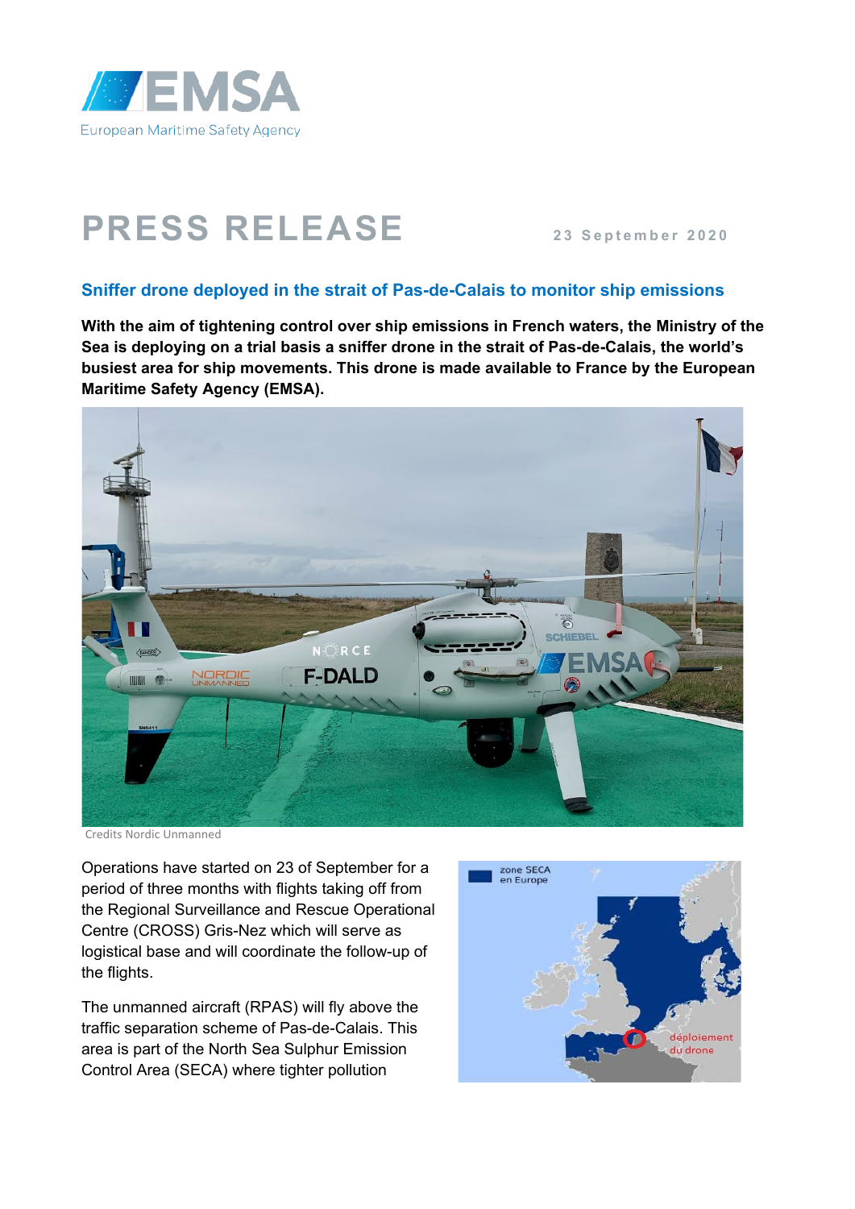# PRESS RELEASE

23 September 2020

## Sniffer drone deployed in the strait of Pas-de-Calais to monitor ship emissions

**With the aim of tightening control over ship emissions in French waters, the Ministry of the Sea is deploying on a trial basis a sniffer drone in the strait of Pas-de-Calais, the world's busiest area for ship movements. This drone is made available to France by the European Maritime Safety Agency (EMSA).**

Credits Nordic Unmanned

Operations have started on 23 of September for a period of three months with flights taking off from the Regional Surveillance and Rescue Operational Centre (CROSS) Gris-Nez which will serve as logistical base and will coordinate the follow-up of the flights.

The unmanned aircraft (RPAS) will fly above the traffic separation scheme of Pas-de-Calais. This area is part of the North Sea Sulphur Emission Control Area (SECA) where tighter pollution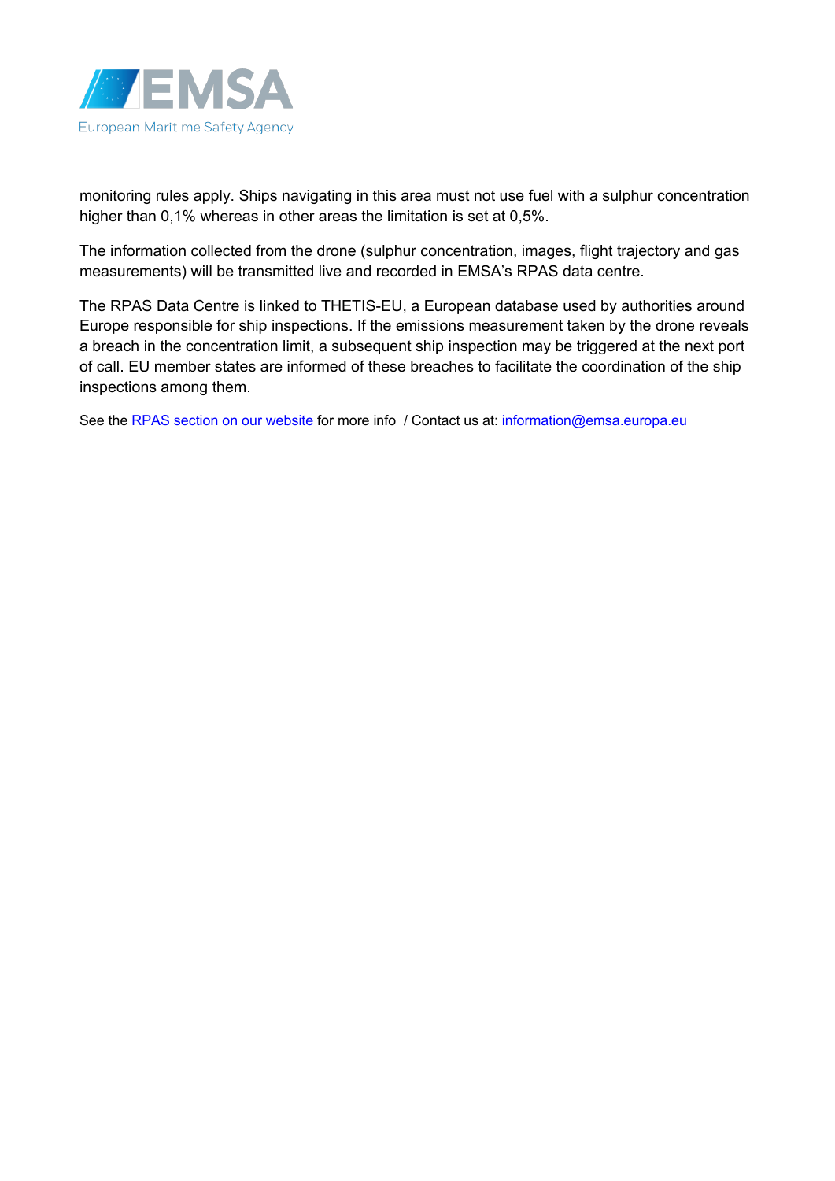monitoring rules apply. Ships navigating in this area must not use fuel with a sulphur concentration higher than 0,1% whereas in other areas the limitation is set at 0,5%.

The information collected from the drone (sulphur concentration, images, flight trajectory and gas measurements) will be transmitted live and recorded in EMSA's RPAS data centre.

The RPAS Data Centre is linked to THETIS-EU, a European database used by authorities around Europe responsible for ship inspections. If the emissions measurement taken by the drone reveals a breach in the concentration limit, a subsequent ship inspection may be triggered at the next port of call. EU member states are informed of these breaches to facilitate the coordination of the ship inspections among them.

See the RPAS section on our website for more info / Contact us at: information@emsa.europa.eu